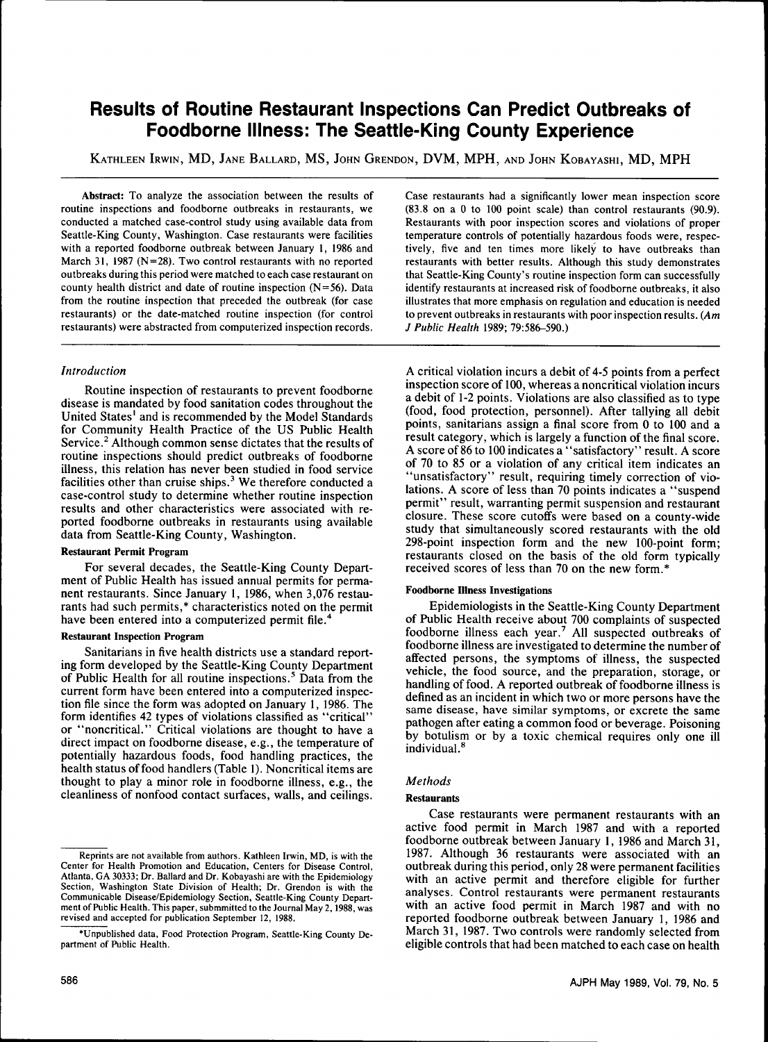# Results of Routine Restaurant Inspections Can Predict Outbreaks of Foodborne Illness: The Seattle-King County Experience

Kathleen Irwin, MD, Jane Ballard, MS, John Grendon, DVM, MPH, and John Kobayashi, MD, MPH

**Abstract:** To analyze the association between the results of routine inspections and foodborne outbreaks in restaurants, we conducted a matched case-control study using available data from Seattle-King County, Washington. Case restaurants were facilities with a reported foodborne outbreak between January 1, 1986 and March 31, 1987 (N=28). Two control restaurants with no reported outbreaks during this period were matched to each case restaurant on county health district and date of routine inspection (N=56). Data from the routine inspection that preceded the outbreak (for case restaurants) or the date-matched routine inspection (for control restaurants) were abstracted from computerized inspection records. Case restaurants had a significantly lower mean inspection score (83.8 on a 0 to 100 point scale) than control restaurants (90.9). Restaurants with poor inspection scores and violations of proper temperature controls of potentially hazardous foods were, respectively, five and ten times more likely to have outbreaks than restaurants with better results. Although this study demonstrates that Seattle-King County's routine inspection form can successfully identify restaurants at increased risk of foodborne outbreaks, it also illustrates that more emphasis on regulation and education is needed to prevent outbreaks in restaurants with poor inspection results. (*Am J Public Health* 1989; 79:586–590.)

## *Introduction*

Routine inspection of restaurants to prevent foodborne disease is mandated by food sanitation codes throughout the United States[1] and is recommended by the Model Standards for Community Health Practice of the US Public Health Service.[2] Although common sense dictates that the results of routine inspections should predict outbreaks of foodborne illness, this relation has never been studied in food service facilities other than cruise ships.[3] We therefore conducted a case-control study to determine whether routine inspection results and other characteristics were associated with reported foodborne outbreaks in restaurants using available data from Seattle-King County, Washington.

### Restaurant Permit Program

For several decades, the Seattle-King County Department of Public Health has issued annual permits for permanent restaurants. Since January 1, 1986, when 3,076 restaurants had such permits,* characteristics noted on the permit have been entered into a computerized permit file.[4]

### Restaurant Inspection Program

Sanitarians in five health districts use a standard reporting form developed by the Seattle-King County Department of Public Health for all routine inspections.[5] Data from the current form have been entered into a computerized inspection file since the form was adopted on January 1, 1986. The form identifies 42 types of violations classified as "critical" or "noncritical." Critical violations are thought to have a direct impact on foodborne disease, e.g., the temperature of potentially hazardous foods, food handling practices, the health status of food handlers (Table 1). Noncritical items are thought to play a minor role in foodborne illness, e.g., the cleanliness of nonfood contact surfaces, walls, and ceilings. A critical violation incurs a debit of 4-5 points from a perfect inspection score of 100, whereas a noncritical violation incurs a debit of 1-2 points. Violations are also classified as to type (food, food protection, personnel). After tallying all debit points, sanitarians assign a final score from 0 to 100 and a result category, which is largely a function of the final score. A score of 86 to 100 indicates a "satisfactory" result. A score of 70 to 85 or a violation of any critical item indicates an "unsatisfactory" result, requiring timely correction of violations. A score of less than 70 points indicates a "suspend permit" result, warranting permit suspension and restaurant closure. These score cutoffs were based on a county-wide study that simultaneously scored restaurants with the old 298-point inspection form and the new 100-point form; restaurants closed on the basis of the old form typically received scores of less than 70 on the new form.*

### Foodborne Illness Investigations

Epidemiologists in the Seattle-King County Department of Public Health receive about 700 complaints of suspected foodborne illness each year.[7] All suspected outbreaks of foodborne illness are investigated to determine the number of affected persons, the symptoms of illness, the suspected vehicle, the food source, and the preparation, storage, or handling of food. A reported outbreak of foodborne illness is defined as an incident in which two or more persons have the same disease, have similar symptoms, or excrete the same pathogen after eating a common food or beverage. Poisoning by botulism or by a toxic chemical requires only one ill individual.[8]

## *Methods*

### Restaurants

Case restaurants were permanent restaurants with an active food permit in March 1987 and with a reported foodborne outbreak between January 1, 1986 and March 31, 1987. Although 36 restaurants were associated with an outbreak during this period, only 28 were permanent facilities with an active permit and therefore eligible for further analyses. Control restaurants were permanent restaurants with an active food permit in March 1987 and with no reported foodborne outbreak between January 1, 1986 and March 31, 1987. Two controls were randomly selected from eligible controls that had been matched to each case on health

---

Reprints are not available from authors. Kathleen Irwin, MD, is with the Center for Health Promotion and Education, Centers for Disease Control, Atlanta, GA 30333; Dr. Ballard and Dr. Kobayashi are with the Epidemiology Section, Washington State Division of Health; Dr. Grendon is with the Communicable Disease/Epidemiology Section, Seattle-King County Department of Public Health. This paper, submmitted to the Journal May 2, 1988, was revised and accepted for publication September 12, 1988.

*Unpublished data, Food Protection Program, Seattle-King County Department of Public Health.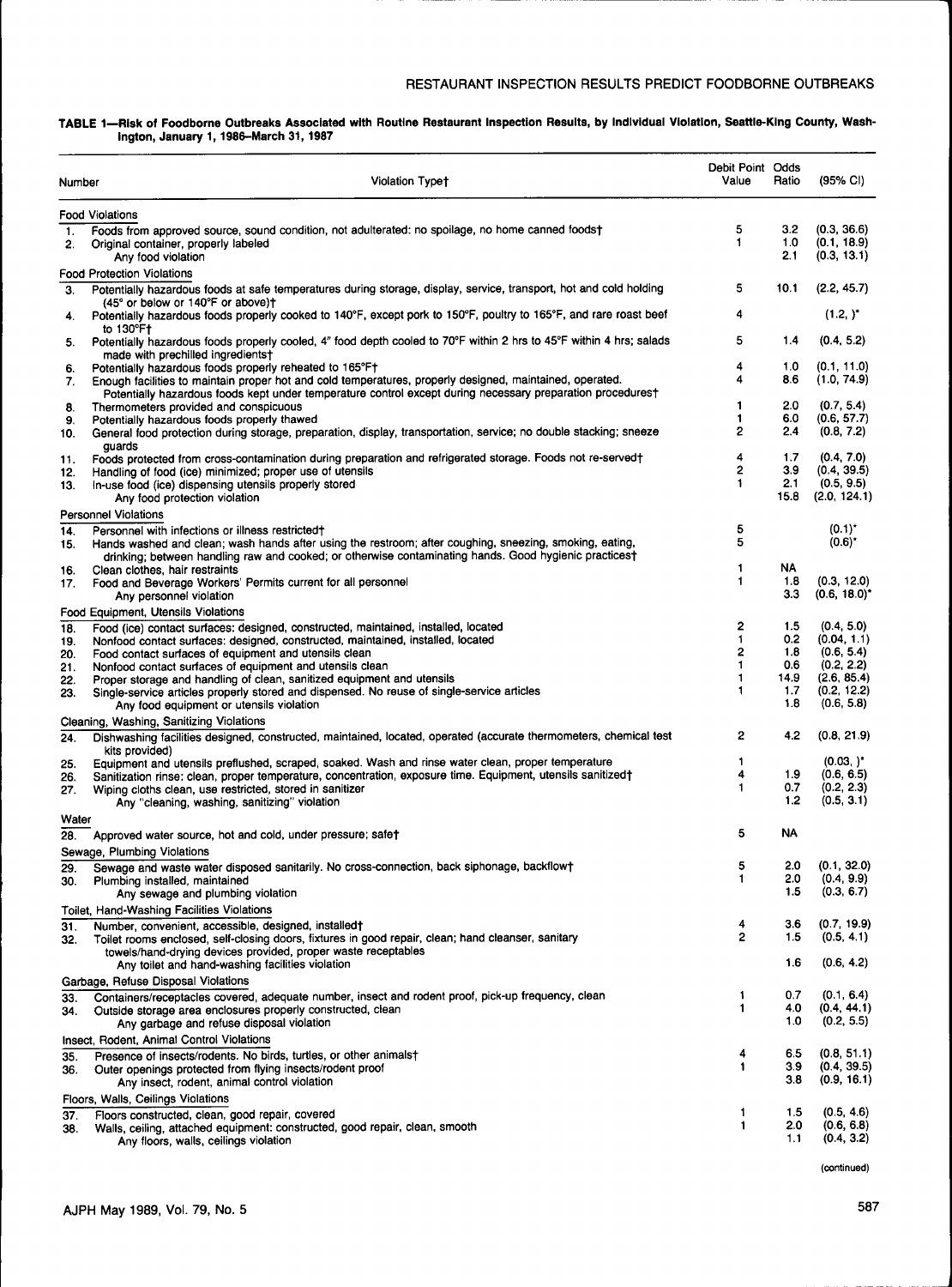**TABLE 1—Risk of Foodborne Outbreaks Associated with Routine Restaurant Inspection Results, by Individual Violation, Seattle-King County, Washington, January 1, 1986–March 31, 1987**

| Number | Violation Type† | Debit Point Value | Odds Ratio | (95% CI) |
|---|---|---|---|---|
| **Food Violations** | | | | |
| 1. | Foods from approved source, sound condition, not adulterated: no spoilage, no home canned foods† | 5 | 3.2 | (0.3, 36.6) |
| 2. | Original container, properly labeled | 1 | 1.0 | (0.1, 18.9) |
| | Any food violation | | 2.1 | (0.3, 13.1) |
| **Food Protection Violations** | | | | |
| 3. | Potentially hazardous foods at safe temperatures during storage, display, service, transport, hot and cold holding (45° or below or 140°F or above)† | 5 | 10.1 | (2.2, 45.7) |
| 4. | Potentially hazardous foods properly cooked to 140°F, except pork to 150°F, poultry to 165°F, and rare roast beef to 130°F† | 4 | | (1.2, )* |
| 5. | Potentially hazardous foods properly cooled, 4" food depth cooled to 70°F within 2 hrs to 45°F within 4 hrs; salads made with prechilled ingredients† | 5 | 1.4 | (0.4, 5.2) |
| 6. | Potentially hazardous foods properly reheated to 165°F† | 4 | 1.0 | (0.1, 11.0) |
| 7. | Enough facilities to maintain proper hot and cold temperatures, properly designed, maintained, operated. Potentially hazardous foods kept under temperature control except during necessary preparation procedures† | 4 | 8.6 | (1.0, 74.9) |
| 8. | Thermometers provided and conspicuous | 1 | 2.0 | (0.7, 5.4) |
| 9. | Potentially hazardous foods properly thawed | 1 | 6.0 | (0.6, 57.7) |
| 10. | General food protection during storage, preparation, display, transportation, service; no double stacking; sneeze guards | 2 | 2.4 | (0.8, 7.2) |
| 11. | Foods protected from cross-contamination during preparation and refrigerated storage. Foods not re-served† | 4 | 1.7 | (0.4, 7.0) |
| 12. | Handling of food (ice) minimized; proper use of utensils | 2 | 3.9 | (0.4, 39.5) |
| 13. | In-use food (ice) dispensing utensils properly stored | 1 | 2.1 | (0.5, 9.5) |
| | Any food protection violation | | 15.8 | (2.0, 124.1) |
| **Personnel Violations** | | | | |
| 14. | Personnel with infections or illness restricted† | 5 | | (0.1)* |
| 15. | Hands washed and clean; wash hands after using the restroom; after coughing, sneezing, smoking, eating, drinking; between handling raw and cooked; or otherwise contaminating hands. Good hygienic practices† | 5 | | (0.6)* |
| 16. | Clean clothes, hair restraints | 1 | NA | |
| 17. | Food and Beverage Workers' Permits current for all personnel | 1 | 1.8 | (0.3, 12.0) |
| | Any personnel violation | | 3.3 | (0.6, 18.0)* |
| **Food Equipment, Utensils Violations** | | | | |
| 18. | Food (ice) contact surfaces: designed, constructed, maintained, installed, located | 2 | 1.5 | (0.4, 5.0) |
| 19. | Nonfood contact surfaces: designed, constructed, maintained, installed, located | 1 | 0.2 | (0.04, 1.1) |
| 20. | Food contact surfaces of equipment and utensils clean | 2 | 1.8 | (0.6, 5.4) |
| 21. | Nonfood contact surfaces of equipment and utensils clean | 1 | 0.6 | (0.2, 2.2) |
| 22. | Proper storage and handling of clean, sanitized equipment and utensils | 1 | 14.9 | (2.6, 85.4) |
| 23. | Single-service articles properly stored and dispensed. No reuse of single-service articles | 1 | 1.7 | (0.2, 12.2) |
| | Any food equipment or utensils violation | | 1.8 | (0.6, 5.8) |
| **Cleaning, Washing, Sanitizing Violations** | | | | |
| 24. | Dishwashing facilities designed, constructed, maintained, located, operated (accurate thermometers, chemical test kits provided) | 2 | 4.2 | (0.8, 21.9) |
| 25. | Equipment and utensils preflushed, scraped, soaked. Wash and rinse water clean, proper temperature | 1 | | (0.03, )* |
| 26. | Sanitization rinse: clean, proper temperature, concentration, exposure time. Equipment, utensils sanitized† | 4 | 1.9 | (0.6, 6.5) |
| 27. | Wiping cloths clean, use restricted, stored in sanitizer | 1 | 0.7 | (0.2, 2.3) |
| | Any "cleaning, washing, sanitizing" violation | | 1.2 | (0.5, 3.1) |
| **Water** | | | | |
| 28. | Approved water source, hot and cold, under pressure; safe† | 5 | NA | |
| **Sewage, Plumbing Violations** | | | | |
| 29. | Sewage and waste water disposed sanitarily. No cross-connection, back siphonage, backflow† | 5 | 2.0 | (0.1, 32.0) |
| 30. | Plumbing installed, maintained | 1 | 2.0 | (0.4, 9.9) |
| | Any sewage and plumbing violation | | 1.5 | (0.3, 6.7) |
| **Toilet, Hand-Washing Facilities Violations** | | | | |
| 31. | Number, convenient, accessible, designed, installed† | 4 | 3.6 | (0.7, 19.9) |
| 32. | Toilet rooms enclosed, self-closing doors, fixtures in good repair, clean; hand cleanser, sanitary towels/hand-drying devices provided, proper waste receptables | 2 | 1.5 | (0.5, 4.1) |
| | Any toilet and hand-washing facilities violation | | 1.6 | (0.6, 4.2) |
| **Garbage, Refuse Disposal Violations** | | | | |
| 33. | Containers/receptacles covered, adequate number, insect and rodent proof, pick-up frequency, clean | 1 | 0.7 | (0.1, 6.4) |
| 34. | Outside storage area enclosures properly constructed, clean | 1 | 4.0 | (0.4, 44.1) |
| | Any garbage and refuse disposal violation | | 1.0 | (0.2, 5.5) |
| **Insect, Rodent, Animal Control Violations** | | | | |
| 35. | Presence of insects/rodents. No birds, turtles, or other animals† | 4 | 6.5 | (0.8, 51.1) |
| 36. | Outer openings protected from flying insects/rodent proof | 1 | 3.9 | (0.4, 39.5) |
| | Any insect, rodent, animal control violation | | 3.8 | (0.9, 16.1) |
| **Floors, Walls, Ceilings Violations** | | | | |
| 37. | Floors constructed, clean, good repair, covered | 1 | 1.5 | (0.5, 4.6) |
| 38. | Walls, ceiling, attached equipment: constructed, good repair, clean, smooth | 1 | 2.0 | (0.6, 6.8) |
| | Any floors, walls, ceilings violation | | 1.1 | (0.4, 3.2) |

(continued)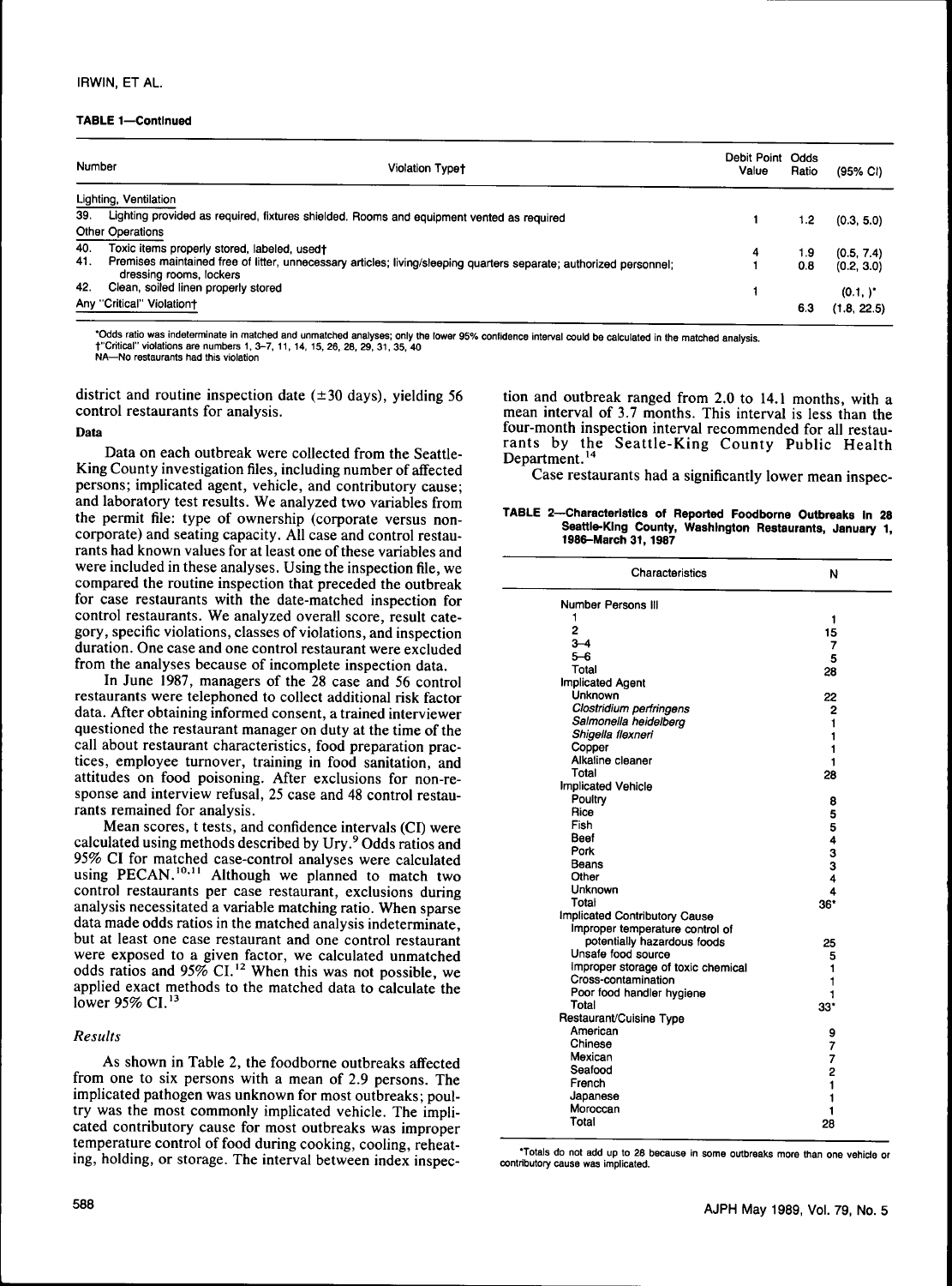**TABLE 1—Continued**

| Number | Violation Type† | Debit Point Value | Odds Ratio | (95% CI) |
|---|---|---|---|---|
| Lighting, Ventilation | | | | |
| 39. | Lighting provided as required, fixtures shielded. Rooms and equipment vented as required | 1 | 1.2 | (0.3, 5.0) |
| Other Operations | | | | |
| 40. | Toxic items properly stored, labeled, used† | 4 | 1.9 | (0.5, 7.4) |
| 41. | Premises maintained free of litter, unnecessary articles; living/sleeping quarters separate; authorized personnel; dressing rooms, lockers | 1 | 0.8 | (0.2, 3.0) |
| 42. | Clean, soiled linen properly stored | 1 | | (0.1, )* |
| Any "Critical" Violation† | | | 6.3 | (1.8, 22.5) |

*Odds ratio was indeterminate in matched and unmatched analyses; only the lower 95% confidence interval could be calculated in the matched analysis.
†"Critical" violations are numbers 1, 3–7, 11, 14, 15, 26, 28, 29, 31, 35, 40
NA—No restaurants had this violation

district and routine inspection date (±30 days), yielding 56 control restaurants for analysis.

### Data

Data on each outbreak were collected from the Seattle-King County investigation files, including number of affected persons; implicated agent, vehicle, and contributory cause; and laboratory test results. We analyzed two variables from the permit file: type of ownership (corporate versus non-corporate) and seating capacity. All case and control restaurants had known values for at least one of these variables and were included in these analyses. Using the inspection file, we compared the routine inspection that preceded the outbreak for case restaurants with the date-matched inspection for control restaurants. We analyzed overall score, result category, specific violations, classes of violations, and inspection duration. One case and one control restaurant were excluded from the analyses because of incomplete inspection data.

In June 1987, managers of the 28 case and 56 control restaurants were telephoned to collect additional risk factor data. After obtaining informed consent, a trained interviewer questioned the restaurant manager on duty at the time of the call about restaurant characteristics, food preparation practices, employee turnover, training in food sanitation, and attitudes on food poisoning. After exclusions for non-response and interview refusal, 25 case and 48 control restaurants remained for analysis.

Mean scores, t tests, and confidence intervals (CI) were calculated using methods described by Ury.[9] Odds ratios and 95% CI for matched case-control analyses were calculated using PECAN.[10,11] Although we planned to match two control restaurants per case restaurant, exclusions during analysis necessitated a variable matching ratio. When sparse data made odds ratios in the matched analysis indeterminate, but at least one case restaurant and one control restaurant were exposed to a given factor, we calculated unmatched odds ratios and 95% CI.[12] When this was not possible, we applied exact methods to the matched data to calculate the lower 95% CI.[13]

## Results

As shown in Table 2, the foodborne outbreaks affected from one to six persons with a mean of 2.9 persons. The implicated pathogen was unknown for most outbreaks; poultry was the most commonly implicated vehicle. The implicated contributory cause for most outbreaks was improper temperature control of food during cooking, cooling, reheating, holding, or storage. The interval between index inspection and outbreak ranged from 2.0 to 14.1 months, with a mean interval of 3.7 months. This interval is less than the four-month inspection interval recommended for all restaurants by the Seattle-King County Public Health Department.[14]

Case restaurants had a significantly lower mean inspec-

**TABLE 2—Characteristics of Reported Foodborne Outbreaks in 28 Seattle-King County, Washington Restaurants, January 1, 1986–March 31, 1987**

| Characteristics | N |
|---|---|
| Number Persons Ill | |
| 1 | 1 |
| 2 | 15 |
| 3–4 | 7 |
| 5–6 | 5 |
| Total | 28 |
| Implicated Agent | |
| Unknown | 22 |
| *Clostridium perfringens* | 2 |
| *Salmonella heidelberg* | 1 |
| *Shigella flexneri* | 1 |
| Copper | 1 |
| Alkaline cleaner | 1 |
| Total | 28 |
| Implicated Vehicle | |
| Poultry | 8 |
| Rice | 5 |
| Fish | 5 |
| Beef | 4 |
| Pork | 3 |
| Beans | 3 |
| Other | 4 |
| Unknown | 4 |
| Total | 36* |
| Implicated Contributory Cause | |
| Improper temperature control of potentially hazardous foods | 25 |
| Unsafe food source | 5 |
| Improper storage of toxic chemical | 1 |
| Cross-contamination | 1 |
| Poor food handler hygiene | 1 |
| Total | 33* |
| Restaurant/Cuisine Type | |
| American | 9 |
| Chinese | 7 |
| Mexican | 7 |
| Seafood | 2 |
| French | 1 |
| Japanese | 1 |
| Moroccan | 1 |
| Total | 28 |

*Totals do not add up to 28 because in some outbreaks more than one vehicle or contributory cause was implicated.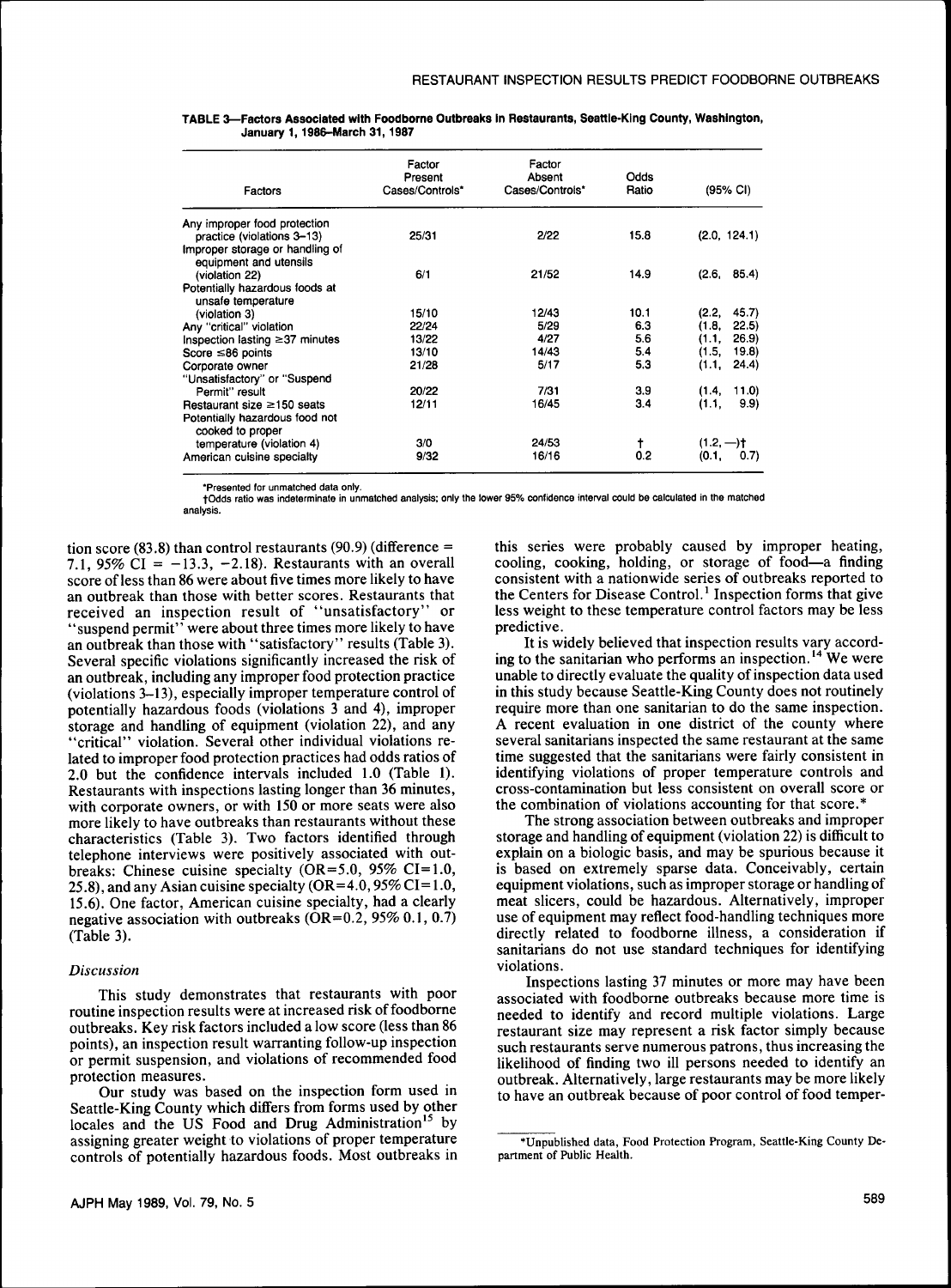**TABLE 3—Factors Associated with Foodborne Outbreaks in Restaurants, Seattle-King County, Washington, January 1, 1986–March 31, 1987**

| Factors | Factor Present Cases/Controls* | Factor Absent Cases/Controls* | Odds Ratio | (95% CI) |
|---|---|---|---|---|
| Any improper food protection practice (violations 3–13) | 25/31 | 2/22 | 15.8 | (2.0, 124.1) |
| Improper storage or handling of equipment and utensils (violation 22) | 6/1 | 21/52 | 14.9 | (2.6, 85.4) |
| Potentially hazardous foods at unsafe temperature (violation 3) | 15/10 | 12/43 | 10.1 | (2.2, 45.7) |
| Any "critical" violation | 22/24 | 5/29 | 6.3 | (1.8, 22.5) |
| Inspection lasting ≥37 minutes | 13/22 | 4/27 | 5.6 | (1.1, 26.9) |
| Score ≤86 points | 13/10 | 14/43 | 5.4 | (1.5, 19.8) |
| Corporate owner | 21/28 | 5/17 | 5.3 | (1.1, 24.4) |
| "Unsatisfactory" or "Suspend Permit" result | 20/22 | 7/31 | 3.9 | (1.4, 11.0) |
| Restaurant size ≥150 seats | 12/11 | 16/45 | 3.4 | (1.1, 9.9) |
| Potentially hazardous food not cooked to proper temperature (violation 4) | 3/0 | 24/53 | † | (1.2, —)† |
| American cuisine specialty | 9/32 | 16/16 | 0.2 | (0.1, 0.7) |

*Presented for unmatched data only.
†Odds ratio was indeterminate in unmatched analysis; only the lower 95% confidence interval could be calculated in the matched analysis.

tion score (83.8) than control restaurants (90.9) (difference = 7.1, 95% CI = −13.3, −2.18). Restaurants with an overall score of less than 86 were about five times more likely to have an outbreak than those with better scores. Restaurants that received an inspection result of "unsatisfactory" or "suspend permit" were about three times more likely to have an outbreak than those with "satisfactory" results (Table 3). Several specific violations significantly increased the risk of an outbreak, including any improper food protection practice (violations 3–13), especially improper temperature control of potentially hazardous foods (violations 3 and 4), improper storage and handling of equipment (violation 22), and any "critical" violation. Several other individual violations related to improper food protection practices had odds ratios of 2.0 but the confidence intervals included 1.0 (Table 1). Restaurants with inspections lasting longer than 36 minutes, with corporate owners, or with 150 or more seats were also more likely to have outbreaks than restaurants without these characteristics (Table 3). Two factors identified through telephone interviews were positively associated with outbreaks: Chinese cuisine specialty (OR=5.0, 95% CI=1.0, 25.8), and any Asian cuisine specialty (OR=4.0, 95% CI=1.0, 15.6). One factor, American cuisine specialty, had a clearly negative association with outbreaks (OR=0.2, 95% 0.1, 0.7) (Table 3).

### *Discussion*

This study demonstrates that restaurants with poor routine inspection results were at increased risk of foodborne outbreaks. Key risk factors included a low score (less than 86 points), an inspection result warranting follow-up inspection or permit suspension, and violations of recommended food protection measures.

Our study was based on the inspection form used in Seattle-King County which differs from forms used by other locales and the US Food and Drug Administration[15] by assigning greater weight to violations of proper temperature controls of potentially hazardous foods. Most outbreaks in this series were probably caused by improper heating, cooling, cooking, holding, or storage of food—a finding consistent with a nationwide series of outbreaks reported to the Centers for Disease Control.[1] Inspection forms that give less weight to these temperature control factors may be less predictive.

It is widely believed that inspection results vary according to the sanitarian who performs an inspection.[14] We were unable to directly evaluate the quality of inspection data used in this study because Seattle-King County does not routinely require more than one sanitarian to do the same inspection. A recent evaluation in one district of the county where several sanitarians inspected the same restaurant at the same time suggested that the sanitarians were fairly consistent in identifying violations of proper temperature controls and cross-contamination but less consistent on overall score or the combination of violations accounting for that score.*

The strong association between outbreaks and improper storage and handling of equipment (violation 22) is difficult to explain on a biologic basis, and may be spurious because it is based on extremely sparse data. Conceivably, certain equipment violations, such as improper storage or handling of meat slicers, could be hazardous. Alternatively, improper use of equipment may reflect food-handling techniques more directly related to foodborne illness, a consideration if sanitarians do not use standard techniques for identifying violations.

Inspections lasting 37 minutes or more may have been associated with foodborne outbreaks because more time is needed to identify and record multiple violations. Large restaurant size may represent a risk factor simply because such restaurants serve numerous patrons, thus increasing the likelihood of finding two ill persons needed to identify an outbreak. Alternatively, large restaurants may be more likely to have an outbreak because of poor control of food temper-

*Unpublished data, Food Protection Program, Seattle-King County Department of Public Health.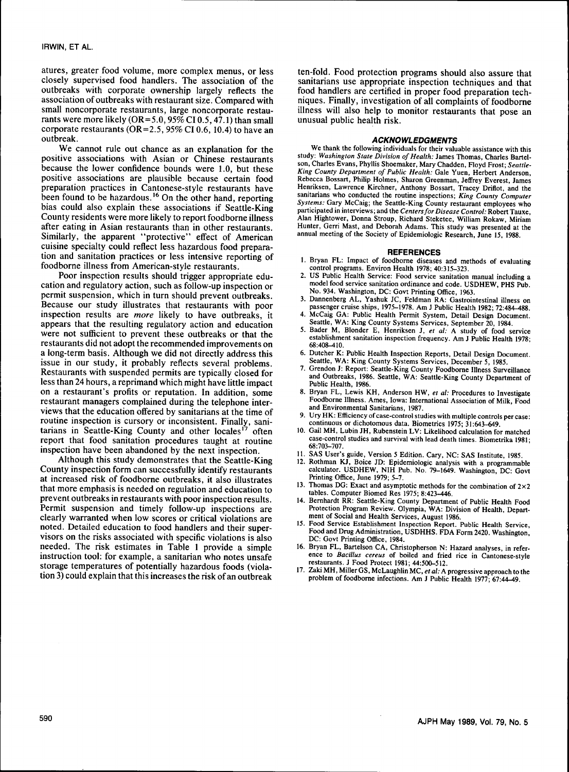atures, greater food volume, more complex menus, or less closely supervised food handlers. The association of the outbreaks with corporate ownership largely reflects the association of outbreaks with restaurant size. Compared with small noncorporate restaurants, large noncorporate restaurants were more likely (OR=5.0, 95% CI 0.5, 47.1) than small corporate restaurants (OR=2.5, 95% CI 0.6, 10.4) to have an outbreak.

We cannot rule out chance as an explanation for the positive associations with Asian or Chinese restaurants because the lower confidence bounds were 1.0, but these positive associations are plausible because certain food preparation practices in Cantonese-style restaurants have been found to be hazardous.[16] On the other hand, reporting bias could also explain these associations if Seattle-King County residents were more likely to report foodborne illness after eating in Asian restaurants than in other restaurants. Similarly, the apparent "protective" effect of American cuisine specialty could reflect less hazardous food preparation and sanitation practices or less intensive reporting of foodborne illness from American-style restaurants.

Poor inspection results should trigger appropriate education and regulatory action, such as follow-up inspection or permit suspension, which in turn should prevent outbreaks. Because our study illustrates that restaurants with poor inspection results are *more* likely to have outbreaks, it appears that the resulting regulatory action and education were not sufficient to prevent these outbreaks or that the restaurants did not adopt the recommended improvements on a long-term basis. Although we did not directly address this issue in our study, it probably reflects several problems. Restaurants with suspended permits are typically closed for less than 24 hours, a reprimand which might have little impact on a restaurant's profits or reputation. In addition, some restaurant managers complained during the telephone interviews that the education offered by sanitarians at the time of routine inspection is cursory or inconsistent. Finally, sanitarians in Seattle-King County and other locales[17] often report that food sanitation procedures taught at routine inspection have been abandoned by the next inspection.

Although this study demonstrates that the Seattle-King County inspection form can successfully identify restaurants at increased risk of foodborne outbreaks, it also illustrates that more emphasis is needed on regulation and education to prevent outbreaks in restaurants with poor inspection results. Permit suspension and timely follow-up inspections are clearly warranted when low scores or critical violations are noted. Detailed education to food handlers and their supervisors on the risks associated with specific violations is also needed. The risk estimates in Table 1 provide a simple instruction tool: for example, a sanitarian who notes unsafe storage temperatures of potentially hazardous foods (violation 3) could explain that this increases the risk of an outbreak ten-fold. Food protection programs should also assure that sanitarians use appropriate inspection techniques and that food handlers are certified in proper food preparation techniques. Finally, investigation of all complaints of foodborne illness will also help to monitor restaurants that pose an unusual public health risk.

## ACKNOWLEDGMENTS

We thank the following individuals for their valuable assistance with this study: *Washington State Division of Health:* James Thomas, Charles Bartelson, Charles Evans, Phyllis Shoemaker, Mary Chadden, Floyd Frost; *Seattle-King County Department of Public Health:* Gale Yuen, Herbert Anderson, Rebecca Bossart, Philip Holmes, Sharon Greenman, Jeffrey Everest, James Henriksen, Lawrence Kirchner, Anthony Bossart, Tracey Driflot, and the sanitarians who conducted the routine inspections; *King County Computer Systems:* Gary McCaig; the Seattle-King County restaurant employees who participated in interviews; and the *Centers for Disease Control:* Robert Tauxe, Alan Hightower, Donna Stroup, Richard Steketee, William Rokaw, Miriam Hunter, Gerri Mast, and Deborah Adams. This study was presented at the annual meeting of the Society of Epidemiologic Research, June 15, 1988.

## REFERENCES

1. Bryan FL: Impact of foodborne diseases and methods of evaluating control programs. Environ Health 1978; 40:315–323.
2. US Public Health Service: Food service sanitation manual including a model food service sanitation ordinance and code. USDHEW, PHS Pub. No. 934. Washington, DC: Govt Printing Office, 1963.
3. Dannenberg AL, Yashuk JC, Feldman RA: Gastrointestinal illness on passenger cruise ships, 1975–1978. Am J Public Health 1982; 72:484–488.
4. McCaig GA: Public Health Permit System, Detail Design Document. Seattle, WA: King County Systems Services, September 20, 1984.
5. Bader M, Blonder E, Henriksen J, *et al:* A study of food service establishment sanitation inspection frequency. Am J Public Health 1978; 68:408–410.
6. Dutcher K: Public Health Inspection Reports, Detail Design Document. Seattle, WA: King County Systems Services, December 5, 1985.
7. Grendon J: Report: Seattle-King County Foodborne Illness Surveillance and Outbreaks, 1986. Seattle, WA: Seattle-King County Department of Public Health, 1986.
8. Bryan FL, Lewis KH, Anderson HW, *et al:* Procedures to Investigate Foodborne Illness. Ames, Iowa: International Association of Milk, Food and Environmental Sanitarians, 1987.
9. Ury HK: Efficiency of case-control studies with multiple controls per case: continuous or dichotomous data. Biometrics 1975; 31:643–649.
10. Gail MH, Lubin JH, Rubenstein LV: Likelihood calculation for matched case-control studies and survival with lead death times. Biometrika 1981; 68:703–707.
11. SAS User's guide, Version 5 Edition. Cary, NC: SAS Institute, 1985.
12. Rothman KJ, Boice JD: Epidemiologic analysis with a programmable calculator. USDHEW, NIH Pub. No. 79–1649. Washington, DC: Govt Printing Office, June 1979; 5–7.
13. Thomas DG: Exact and asymptotic methods for the combination of 2×2 tables. Computer Biomed Res 1975; 8:423–446.
14. Bernhardt RR: Seattle-King County Department of Public Health Food Protection Program Review. Olympia, WA: Division of Health, Department of Social and Health Services, August 1986.
15. Food Service Establishment Inspection Report. Public Health Service, Food and Drug Administration, USDHHS. FDA Form 2420. Washington, DC: Govt Printing Office, 1984.
16. Bryan FL, Bartelson CA, Christopherson N: Hazard analyses, in reference to *Bacillus cereus* of boiled and fried rice in Cantonese-style restaurants. J Food Protect 1981; 44:500–512.
17. Zaki MH, Miller GS, McLaughlin MC, *et al:* A progressive approach to the problem of foodborne infections. Am J Public Health 1977; 67:44–49.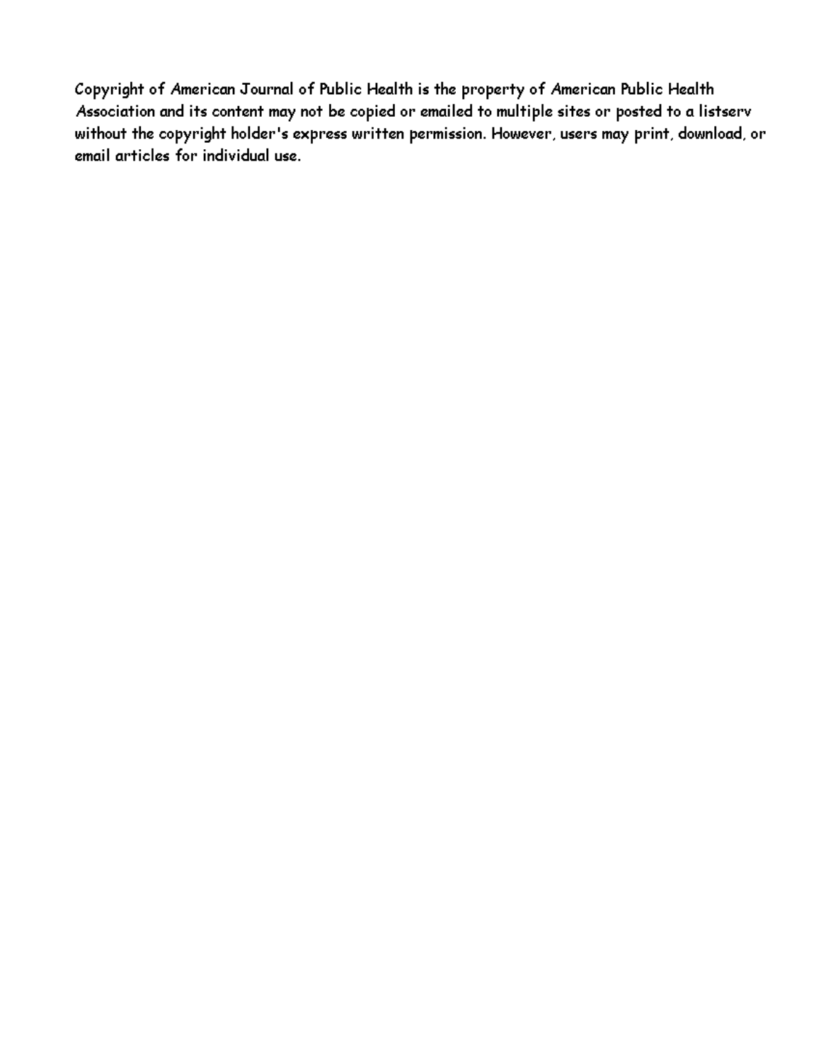Copyright of American Journal of Public Health is the property of American Public Health Association and its content may not be copied or emailed to multiple sites or posted to a listserv without the copyright holder's express written permission. However, users may print, download, or email articles for individual use.